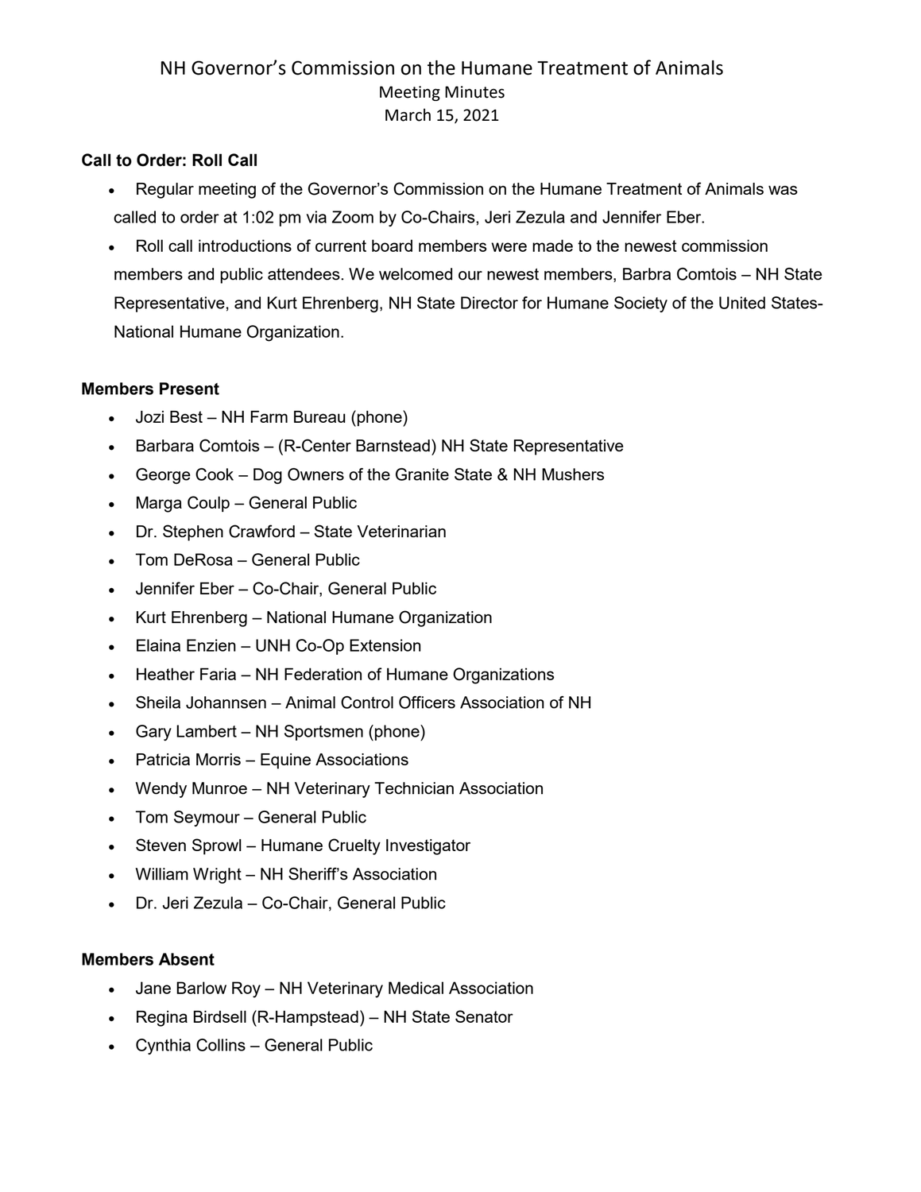# NH Governor's Commission on the Humane Treatment of Animals

Meeting Minutes

March 15, 2021

**Call to Order: Roll Call**

- Regular meeting of the Governor's Commission on the Humane Treatment of Animals was called to order at 1:02 pm via Zoom by Co-Chairs, Jeri Zezula and Jennifer Eber.
- Roll call introductions of current board members were made to the newest commission members and public attendees. We welcomed our newest members, Barbra Comtois – NH State Representative, and Kurt Ehrenberg, NH State Director for Humane Society of the United States-National Humane Organization.

**Members Present**

- Jozi Best – NH Farm Bureau (phone)
- Barbara Comtois – (R-Center Barnstead) NH State Representative
- George Cook – Dog Owners of the Granite State & NH Mushers
- Marga Coulp – General Public
- Dr. Stephen Crawford – State Veterinarian
- Tom DeRosa – General Public
- Jennifer Eber – Co-Chair, General Public
- Kurt Ehrenberg – National Humane Organization
- Elaina Enzien – UNH Co-Op Extension
- Heather Faria – NH Federation of Humane Organizations
- Sheila Johannsen – Animal Control Officers Association of NH
- Gary Lambert – NH Sportsmen (phone)
- Patricia Morris – Equine Associations
- Wendy Munroe – NH Veterinary Technician Association
- Tom Seymour – General Public
- Steven Sprowl – Humane Cruelty Investigator
- William Wright – NH Sheriff's Association
- Dr. Jeri Zezula – Co-Chair, General Public

**Members Absent**

- Jane Barlow Roy – NH Veterinary Medical Association
- Regina Birdsell (R-Hampstead) – NH State Senator
- Cynthia Collins – General Public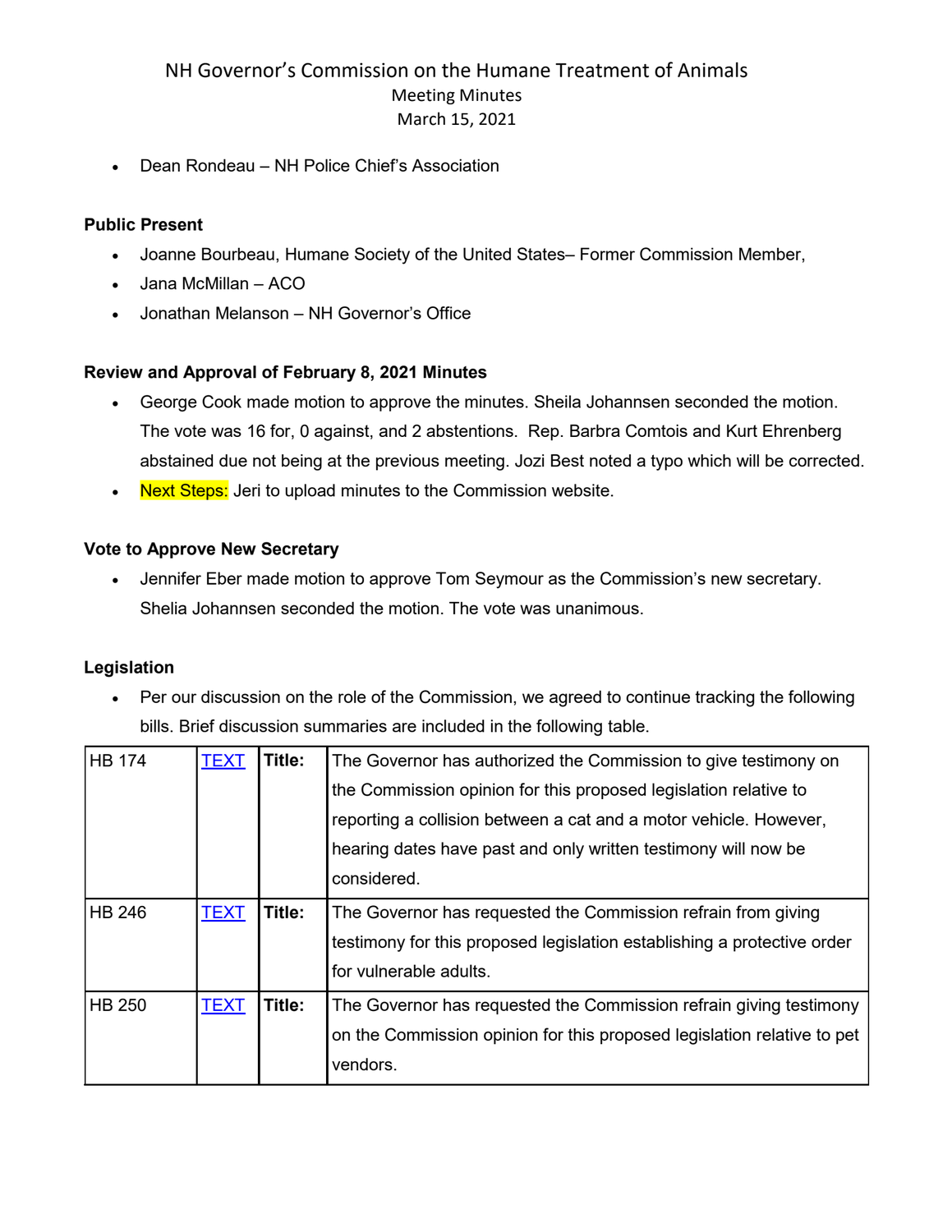- Dean Rondeau – NH Police Chief's Association

**Public Present**

- Joanne Bourbeau, Humane Society of the United States– Former Commission Member,
- Jana McMillan – ACO
- Jonathan Melanson – NH Governor's Office

**Review and Approval of February 8, 2021 Minutes**

- George Cook made motion to approve the minutes. Sheila Johannsen seconded the motion. The vote was 16 for, 0 against, and 2 abstentions. Rep. Barbra Comtois and Kurt Ehrenberg abstained due not being at the previous meeting. Jozi Best noted a typo which will be corrected.
- Next Steps: Jeri to upload minutes to the Commission website.

**Vote to Approve New Secretary**

- Jennifer Eber made motion to approve Tom Seymour as the Commission's new secretary. Shelia Johannsen seconded the motion. The vote was unanimous.

**Legislation**

- Per our discussion on the role of the Commission, we agreed to continue tracking the following bills. Brief discussion summaries are included in the following table.

| | | | |
|---|---|---|---|
| HB 174 | TEXT | **Title:** | The Governor has authorized the Commission to give testimony on the Commission opinion for this proposed legislation relative to reporting a collision between a cat and a motor vehicle. However, hearing dates have past and only written testimony will now be considered. |
| HB 246 | TEXT | **Title:** | The Governor has requested the Commission refrain from giving testimony for this proposed legislation establishing a protective order for vulnerable adults. |
| HB 250 | TEXT | **Title:** | The Governor has requested the Commission refrain giving testimony on the Commission opinion for this proposed legislation relative to pet vendors. |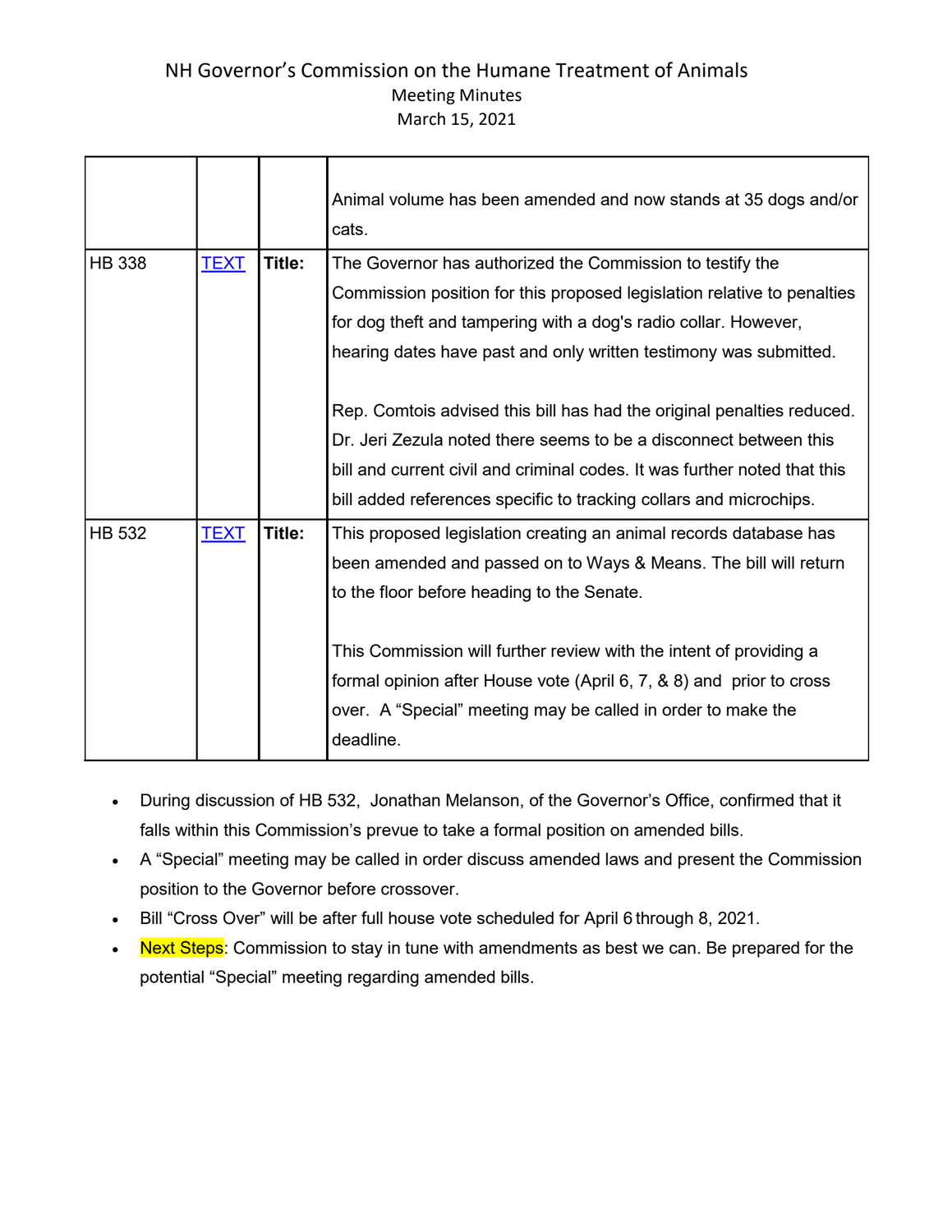NH Governor's Commission on the Humane Treatment of Animals
Meeting Minutes
March 15, 2021

| | | | |
|---|---|---|---|
| | | | Animal volume has been amended and now stands at 35 dogs and/or cats. |
| HB 338 | TEXT | **Title:** | The Governor has authorized the Commission to testify the Commission position for this proposed legislation relative to penalties for dog theft and tampering with a dog's radio collar. However, hearing dates have past and only written testimony was submitted.<br><br>Rep. Comtois advised this bill has had the original penalties reduced. Dr. Jeri Zezula noted there seems to be a disconnect between this bill and current civil and criminal codes. It was further noted that this bill added references specific to tracking collars and microchips. |
| HB 532 | TEXT | **Title:** | This proposed legislation creating an animal records database has been amended and passed on to Ways & Means. The bill will return to the floor before heading to the Senate.<br><br>This Commission will further review with the intent of providing a formal opinion after House vote (April 6, 7, & 8) and prior to cross over. A "Special" meeting may be called in order to make the deadline. |

- During discussion of HB 532, Jonathan Melanson, of the Governor's Office, confirmed that it falls within this Commission's prevue to take a formal position on amended bills.
- A "Special" meeting may be called in order discuss amended laws and present the Commission position to the Governor before crossover.
- Bill "Cross Over" will be after full house vote scheduled for April 6 through 8, 2021.
- Next Steps: Commission to stay in tune with amendments as best we can. Be prepared for the potential "Special" meeting regarding amended bills.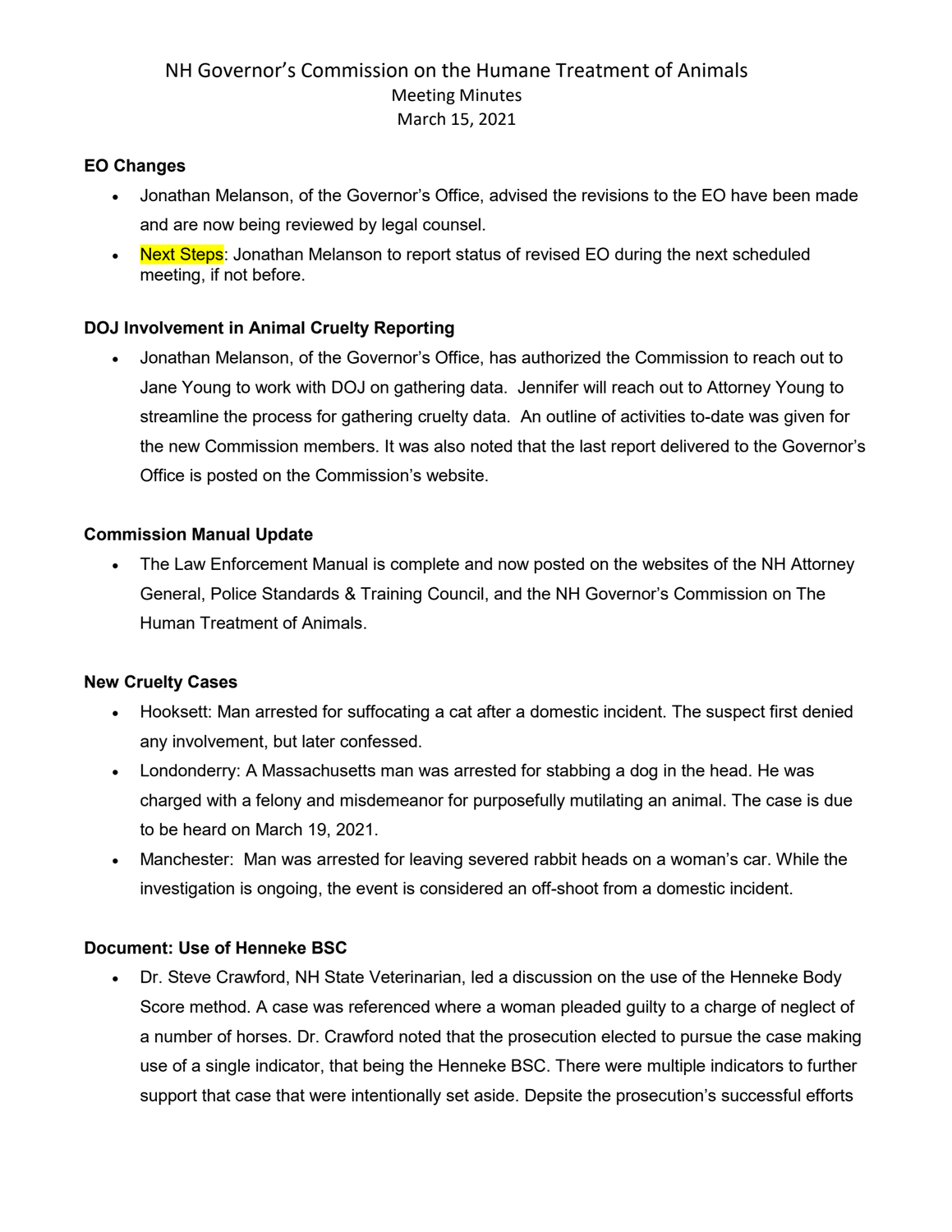# NH Governor's Commission on the Humane Treatment of Animals

Meeting Minutes

March 15, 2021

### EO Changes

- Jonathan Melanson, of the Governor's Office, advised the revisions to the EO have been made and are now being reviewed by legal counsel.
- Next Steps: Jonathan Melanson to report status of revised EO during the next scheduled meeting, if not before.

### DOJ Involvement in Animal Cruelty Reporting

- Jonathan Melanson, of the Governor's Office, has authorized the Commission to reach out to Jane Young to work with DOJ on gathering data. Jennifer will reach out to Attorney Young to streamline the process for gathering cruelty data. An outline of activities to-date was given for the new Commission members. It was also noted that the last report delivered to the Governor's Office is posted on the Commission's website.

### Commission Manual Update

- The Law Enforcement Manual is complete and now posted on the websites of the NH Attorney General, Police Standards & Training Council, and the NH Governor's Commission on The Human Treatment of Animals.

### New Cruelty Cases

- Hooksett: Man arrested for suffocating a cat after a domestic incident. The suspect first denied any involvement, but later confessed.
- Londonderry: A Massachusetts man was arrested for stabbing a dog in the head. He was charged with a felony and misdemeanor for purposefully mutilating an animal. The case is due to be heard on March 19, 2021.
- Manchester: Man was arrested for leaving severed rabbit heads on a woman's car. While the investigation is ongoing, the event is considered an off-shoot from a domestic incident.

### Document: Use of Henneke BSC

- Dr. Steve Crawford, NH State Veterinarian, led a discussion on the use of the Henneke Body Score method. A case was referenced where a woman pleaded guilty to a charge of neglect of a number of horses. Dr. Crawford noted that the prosecution elected to pursue the case making use of a single indicator, that being the Henneke BSC. There were multiple indicators to further support that case that were intentionally set aside. Depsite the prosecution's successful efforts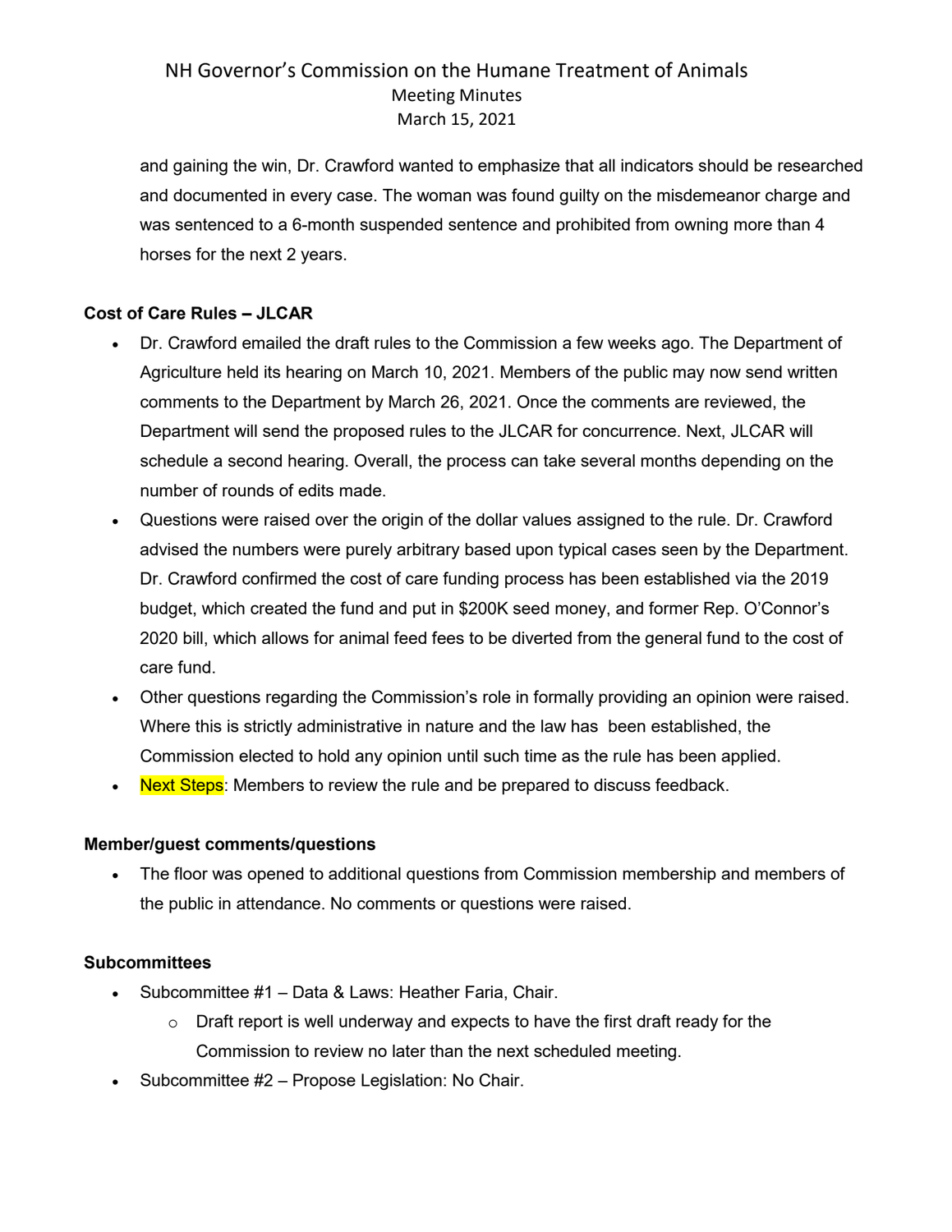and gaining the win, Dr. Crawford wanted to emphasize that all indicators should be researched and documented in every case. The woman was found guilty on the misdemeanor charge and was sentenced to a 6-month suspended sentence and prohibited from owning more than 4 horses for the next 2 years.

**Cost of Care Rules – JLCAR**

- Dr. Crawford emailed the draft rules to the Commission a few weeks ago. The Department of Agriculture held its hearing on March 10, 2021. Members of the public may now send written comments to the Department by March 26, 2021. Once the comments are reviewed, the Department will send the proposed rules to the JLCAR for concurrence. Next, JLCAR will schedule a second hearing. Overall, the process can take several months depending on the number of rounds of edits made.
- Questions were raised over the origin of the dollar values assigned to the rule. Dr. Crawford advised the numbers were purely arbitrary based upon typical cases seen by the Department. Dr. Crawford confirmed the cost of care funding process has been established via the 2019 budget, which created the fund and put in $200K seed money, and former Rep. O'Connor's 2020 bill, which allows for animal feed fees to be diverted from the general fund to the cost of care fund.
- Other questions regarding the Commission's role in formally providing an opinion were raised. Where this is strictly administrative in nature and the law has been established, the Commission elected to hold any opinion until such time as the rule has been applied.
- Next Steps: Members to review the rule and be prepared to discuss feedback.

**Member/guest comments/questions**

- The floor was opened to additional questions from Commission membership and members of the public in attendance. No comments or questions were raised.

**Subcommittees**

- Subcommittee #1 – Data & Laws: Heather Faria, Chair.
  - Draft report is well underway and expects to have the first draft ready for the Commission to review no later than the next scheduled meeting.
- Subcommittee #2 – Propose Legislation: No Chair.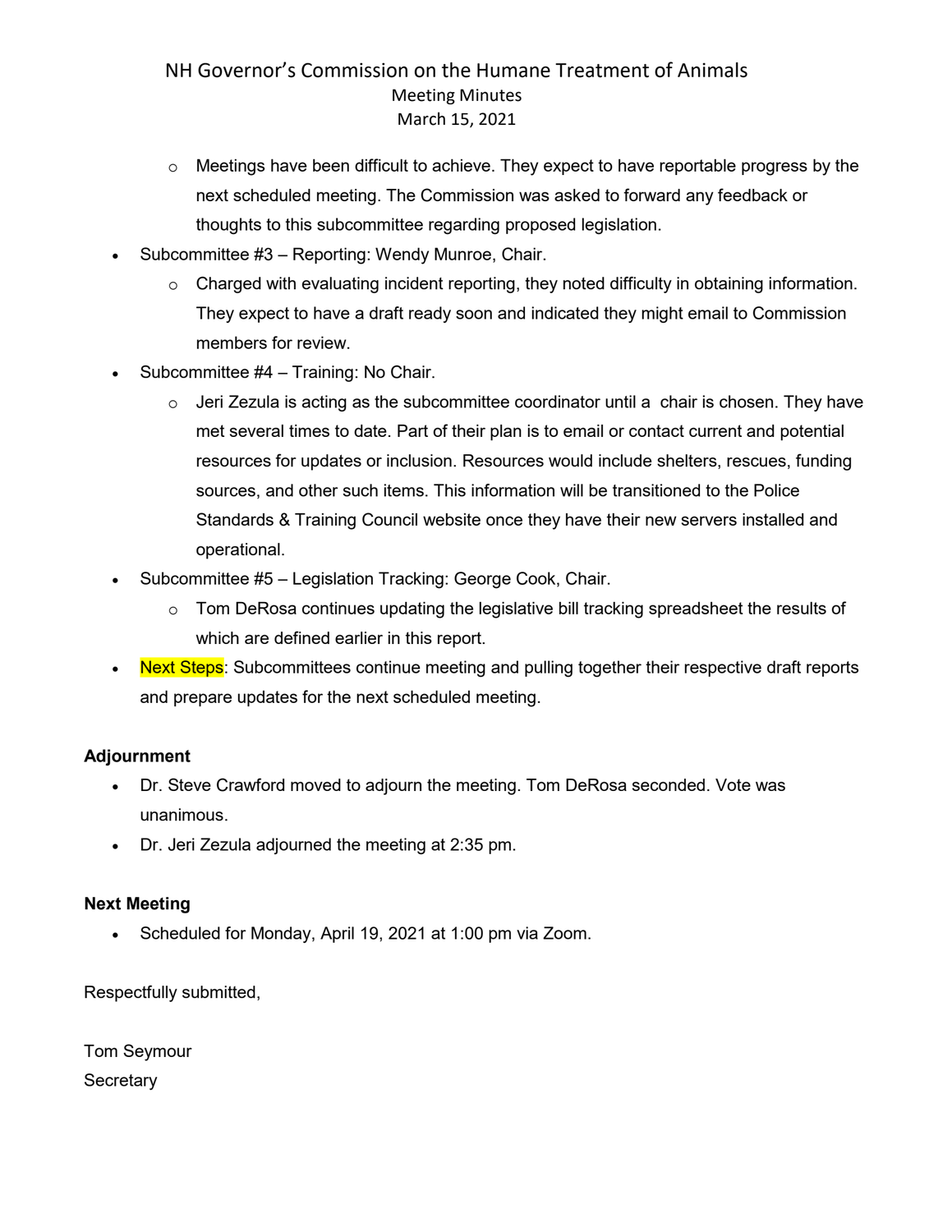- Meetings have been difficult to achieve. They expect to have reportable progress by the next scheduled meeting. The Commission was asked to forward any feedback or thoughts to this subcommittee regarding proposed legislation.
- Subcommittee #3 – Reporting: Wendy Munroe, Chair.
  - Charged with evaluating incident reporting, they noted difficulty in obtaining information. They expect to have a draft ready soon and indicated they might email to Commission members for review.
- Subcommittee #4 – Training: No Chair.
  - Jeri Zezula is acting as the subcommittee coordinator until a chair is chosen. They have met several times to date. Part of their plan is to email or contact current and potential resources for updates or inclusion. Resources would include shelters, rescues, funding sources, and other such items. This information will be transitioned to the Police Standards & Training Council website once they have their new servers installed and operational.
- Subcommittee #5 – Legislation Tracking: George Cook, Chair.
  - Tom DeRosa continues updating the legislative bill tracking spreadsheet the results of which are defined earlier in this report.
- Next Steps: Subcommittees continue meeting and pulling together their respective draft reports and prepare updates for the next scheduled meeting.

**Adjournment**

- Dr. Steve Crawford moved to adjourn the meeting. Tom DeRosa seconded. Vote was unanimous.
- Dr. Jeri Zezula adjourned the meeting at 2:35 pm.

**Next Meeting**

- Scheduled for Monday, April 19, 2021 at 1:00 pm via Zoom.

Respectfully submitted,

Tom Seymour
Secretary